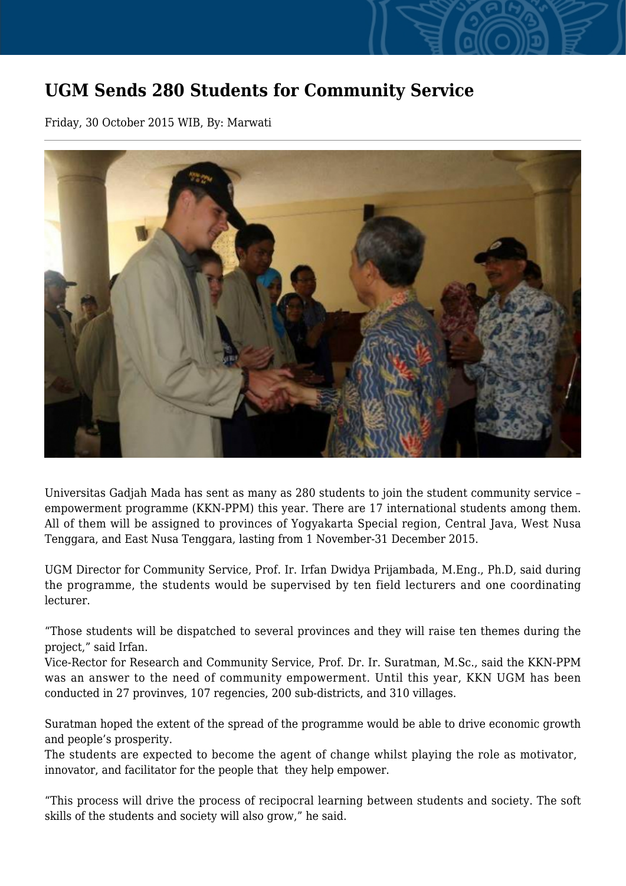# UGM Sends 280 Students for Community Service

Friday, 30 October 2015 WIB, By: Marwati

Universitas Gadjah Mada has sent as many as 280 students to join the student community service – empowerment programme (KKN-PPM) this year. There are 17 international students among them. All of them will be assigned to provinces of Yogyakarta Special region, Central Java, West Nusa Tenggara, and East Nusa Tenggara, lasting from 1 November-31 December 2015.

UGM Director for Community Service, Prof. Ir. Irfan Dwidya Prijambada, M.Eng., Ph.D, said during the programme, the students would be supervised by ten field lecturers and one coordinating lecturer.

"Those students will be dispatched to several provinces and they will raise ten themes during the project," said Irfan.

Vice-Rector for Research and Community Service, Prof. Dr. Ir. Suratman, M.Sc., said the KKN-PPM was an answer to the need of community empowerment. Until this year, KKN UGM has been conducted in 27 provinves, 107 regencies, 200 sub-districts, and 310 villages.

Suratman hoped the extent of the spread of the programme would be able to drive economic growth and people's prosperity.

The students are expected to become the agent of change whilst playing the role as motivator, innovator, and facilitator for the people that they help empower.

"This process will drive the process of recipocral learning between students and society. The soft skills of the students and society will also grow," he said.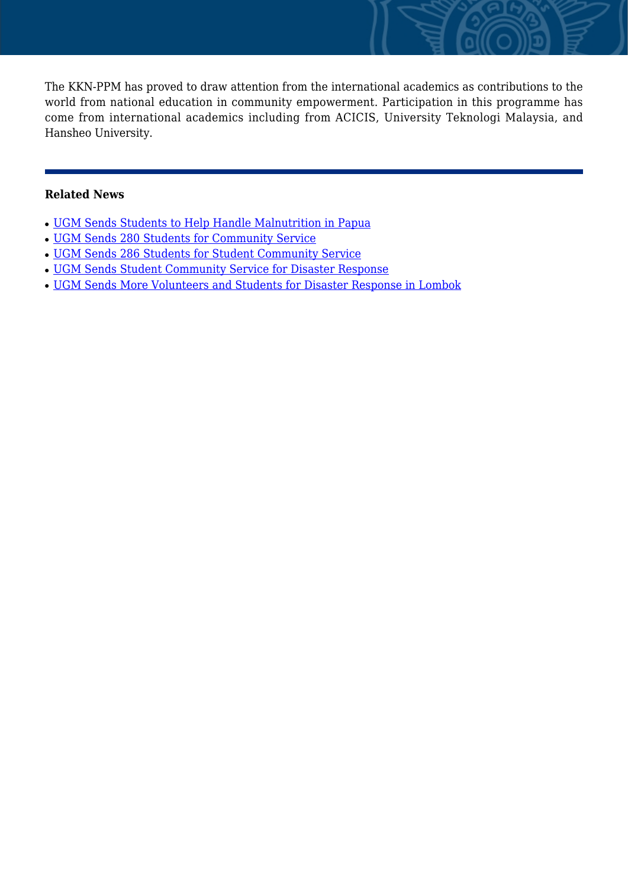The KKN-PPM has proved to draw attention from the international academics as contributions to the world from national education in community empowerment. Participation in this programme has come from international academics including from ACICIS, University Teknologi Malaysia, and Hansheo University.

---

**Related News**

- UGM Sends Students to Help Handle Malnutrition in Papua
- UGM Sends 280 Students for Community Service
- UGM Sends 286 Students for Student Community Service
- UGM Sends Student Community Service for Disaster Response
- UGM Sends More Volunteers and Students for Disaster Response in Lombok